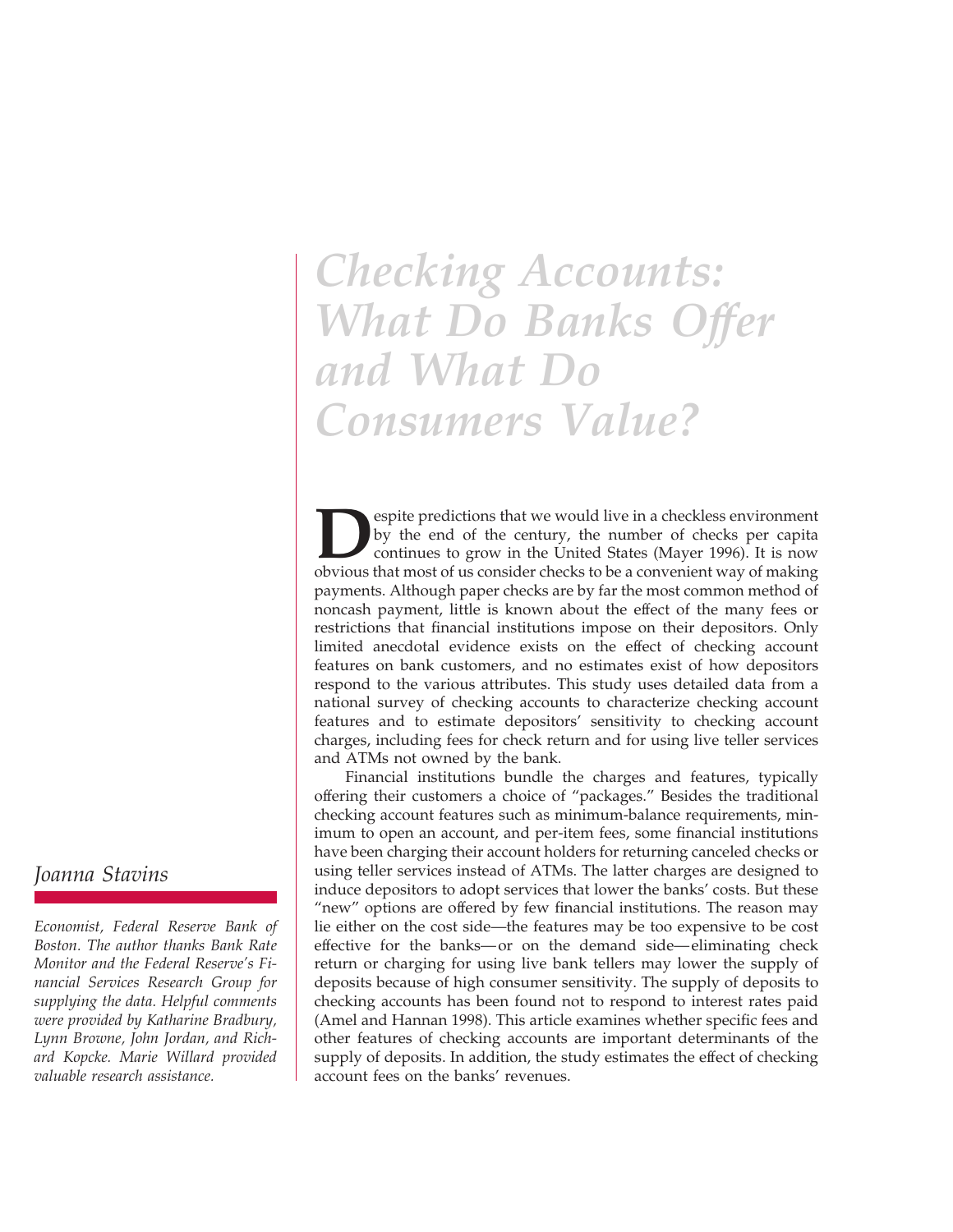# Checking Accounts: What Do Banks Offer and What Do Consumers Value?

*Joanna Stavins*

*Economist, Federal Reserve Bank of Boston. The author thanks Bank Rate Monitor and the Federal Reserve's Financial Services Research Group for supplying the data. Helpful comments were provided by Katharine Bradbury, Lynn Browne, John Jordan, and Richard Kopcke. Marie Willard provided valuable research assistance.*

Despite predictions that we would live in a checkless environment by the end of the century, the number of checks per capita continues to grow in the United States (Mayer 1996). It is now obvious that most of us consider checks to be a convenient way of making payments. Although paper checks are by far the most common method of noncash payment, little is known about the effect of the many fees or restrictions that financial institutions impose on their depositors. Only limited anecdotal evidence exists on the effect of checking account features on bank customers, and no estimates exist of how depositors respond to the various attributes. This study uses detailed data from a national survey of checking accounts to characterize checking account features and to estimate depositors' sensitivity to checking account charges, including fees for check return and for using live teller services and ATMs not owned by the bank.

Financial institutions bundle the charges and features, typically offering their customers a choice of "packages." Besides the traditional checking account features such as minimum-balance requirements, minimum to open an account, and per-item fees, some financial institutions have been charging their account holders for returning canceled checks or using teller services instead of ATMs. The latter charges are designed to induce depositors to adopt services that lower the banks' costs. But these "new" options are offered by few financial institutions. The reason may lie either on the cost side—the features may be too expensive to be cost effective for the banks—or on the demand side—eliminating check return or charging for using live bank tellers may lower the supply of deposits because of high consumer sensitivity. The supply of deposits to checking accounts has been found not to respond to interest rates paid (Amel and Hannan 1998). This article examines whether specific fees and other features of checking accounts are important determinants of the supply of deposits. In addition, the study estimates the effect of checking account fees on the banks' revenues.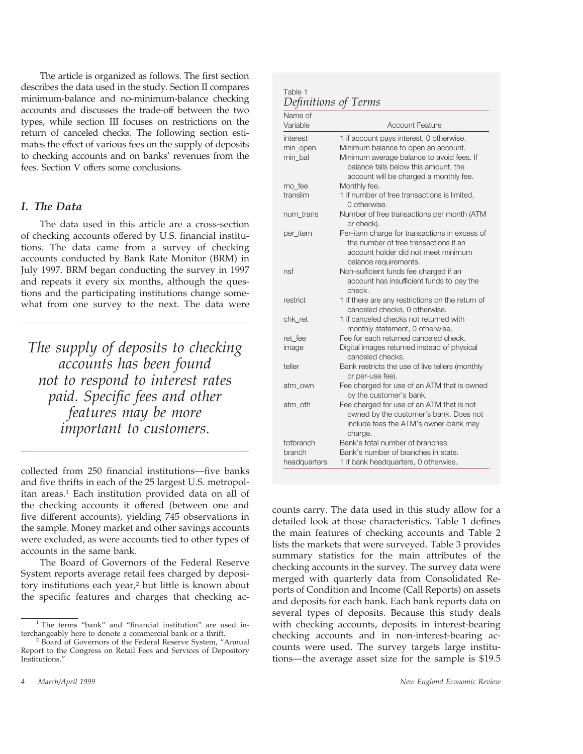The article is organized as follows. The first section describes the data used in the study. Section II compares minimum-balance and no-minimum-balance checking accounts and discusses the trade-off between the two types, while section III focuses on restrictions on the return of canceled checks. The following section estimates the effect of various fees on the supply of deposits to checking accounts and on banks' revenues from the fees. Section V offers some conclusions.

## I. The Data

The data used in this article are a cross-section of checking accounts offered by U.S. financial institutions. The data came from a survey of checking accounts conducted by Bank Rate Monitor (BRM) in July 1997. BRM began conducting the survey in 1997 and repeats it every six months, although the questions and the participating institutions change somewhat from one survey to the next. The data were collected from 250 financial institutions—five banks and five thrifts in each of the 25 largest U.S. metropolitan areas.[1] Each institution provided data on all of the checking accounts it offered (between one and five different accounts), yielding 745 observations in the sample. Money market and other savings accounts were excluded, as were accounts tied to other types of accounts in the same bank.

*The supply of deposits to checking accounts has been found not to respond to interest rates paid. Specific fees and other features may be more important to customers.*

The Board of Governors of the Federal Reserve System reports average retail fees charged by depository institutions each year,[2] but little is known about the specific features and charges that checking accounts carry. The data used in this study allow for a detailed look at those characteristics. Table 1 defines the main features of checking accounts and Table 2 lists the markets that were surveyed. Table 3 provides summary statistics for the main attributes of the checking accounts in the survey. The survey data were merged with quarterly data from Consolidated Reports of Condition and Income (Call Reports) on assets and deposits for each bank. Each bank reports data on several types of deposits. Because this study deals with checking accounts, deposits in interest-bearing checking accounts and in non-interest-bearing accounts were used. The survey targets large institutions—the average asset size for the sample is $19.5

Table 1
*Definitions of Terms*

| Name of Variable | Account Feature |
|---|---|
| interest | 1 if account pays interest, 0 otherwise. |
| min_open | Minimum balance to open an account. |
| min_bal | Minimum average balance to avoid fees. If balance falls below this amount, the account will be charged a monthly fee. |
| mo_fee | Monthly fee. |
| translim | 1 if number of free transactions is limited, 0 otherwise. |
| num_trans | Number of free transactions per month (ATM or check). |
| per_item | Per-item charge for transactions in excess of the number of free transactions if an account holder did not meet minimum balance requirements. |
| nsf | Non-sufficient funds fee charged if an account has insufficient funds to pay the check. |
| restrict | 1 if there are any restrictions on the return of canceled checks, 0 otherwise. |
| chk_ret | 1 if canceled checks not returned with monthly statement, 0 otherwise. |
| ret_fee | Fee for each returned canceled check. |
| image | Digital images returned instead of physical canceled checks. |
| teller | Bank restricts the use of live tellers (monthly or per-use fee). |
| atm_own | Fee charged for use of an ATM that is owned by the customer's bank. |
| atm_oth | Fee charged for use of an ATM that is not owned by the customer's bank. Does not include fees the ATM's owner-bank may charge. |
| totbranch | Bank's total number of branches. |
| branch | Bank's number of branches in state. |
| headquarters | 1 if bank headquarters, 0 otherwise. |

[1] The terms "bank" and "financial institution" are used interchangeably here to denote a commercial bank or a thrift.

[2] Board of Governors of the Federal Reserve System, "Annual Report to the Congress on Retail Fees and Services of Depository Institutions."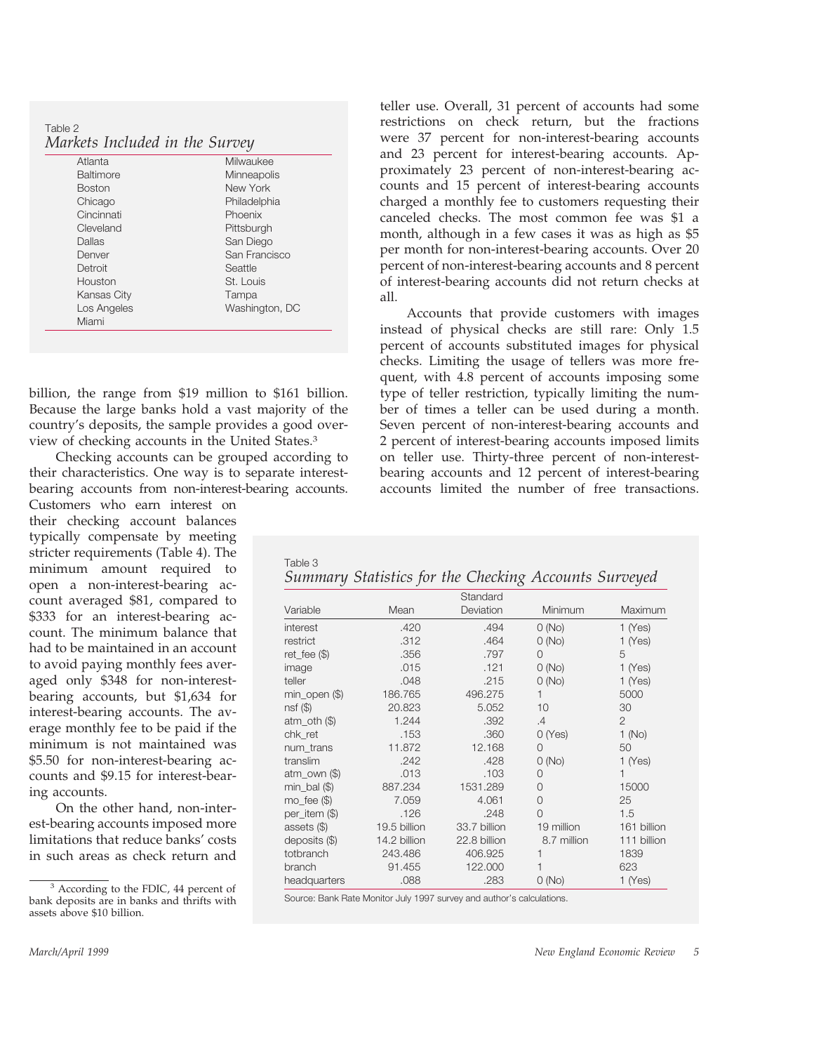Table 2

*Markets Included in the Survey*

| | |
|---|---|
| Atlanta | Milwaukee |
| Baltimore | Minneapolis |
| Boston | New York |
| Chicago | Philadelphia |
| Cincinnati | Phoenix |
| Cleveland | Pittsburgh |
| Dallas | San Diego |
| Denver | San Francisco |
| Detroit | Seattle |
| Houston | St. Louis |
| Kansas City | Tampa |
| Los Angeles | Washington, DC |
| Miami | |

billion, the range from $19 million to $161 billion. Because the large banks hold a vast majority of the country's deposits, the sample provides a good overview of checking accounts in the United States.[3]

Checking accounts can be grouped according to their characteristics. One way is to separate interest-bearing accounts from non-interest-bearing accounts. Customers who earn interest on their checking account balances typically compensate by meeting stricter requirements (Table 4). The minimum amount required to open a non-interest-bearing account averaged $81, compared to $333 for an interest-bearing account. The minimum balance that had to be maintained in an account to avoid paying monthly fees averaged only $348 for non-interest-bearing accounts, but $1,634 for interest-bearing accounts. The average monthly fee to be paid if the minimum is not maintained was $5.50 for non-interest-bearing accounts and $9.15 for interest-bearing accounts.

On the other hand, non-interest-bearing accounts imposed more limitations that reduce banks' costs in such areas as check return and teller use. Overall, 31 percent of accounts had some restrictions on check return, but the fractions were 37 percent for non-interest-bearing accounts and 23 percent for interest-bearing accounts. Approximately 23 percent of non-interest-bearing accounts and 15 percent of interest-bearing accounts charged a monthly fee to customers requesting their canceled checks. The most common fee was $1 a month, although in a few cases it was as high as $5 per month for non-interest-bearing accounts. Over 20 percent of non-interest-bearing accounts and 8 percent of interest-bearing accounts did not return checks at all.

Accounts that provide customers with images instead of physical checks are still rare: Only 1.5 percent of accounts substituted images for physical checks. Limiting the usage of tellers was more frequent, with 4.8 percent of accounts imposing some type of teller restriction, typically limiting the number of times a teller can be used during a month. Seven percent of non-interest-bearing accounts and 2 percent of interest-bearing accounts imposed limits on teller use. Thirty-three percent of non-interest-bearing accounts and 12 percent of interest-bearing accounts limited the number of free transactions.

Table 3

*Summary Statistics for the Checking Accounts Surveyed*

| Variable | Mean | Standard Deviation | Minimum | Maximum |
|---|---|---|---|---|
| interest | .420 | .494 | 0 (No) | 1 (Yes) |
| restrict | .312 | .464 | 0 (No) | 1 (Yes) |
| ret_fee ($) | .356 | .797 | 0 | 5 |
| image | .015 | .121 | 0 (No) | 1 (Yes) |
| teller | .048 | .215 | 0 (No) | 1 (Yes) |
| min_open ($) | 186.765 | 496.275 | 1 | 5000 |
| nsf ($) | 20.823 | 5.052 | 10 | 30 |
| atm_oth ($) | 1.244 | .392 | .4 | 2 |
| chk_ret | .153 | .360 | 0 (Yes) | 1 (No) |
| num_trans | 11.872 | 12.168 | 0 | 50 |
| translim | .242 | .428 | 0 (No) | 1 (Yes) |
| atm_own ($) | .013 | .103 | 0 | 1 |
| min_bal ($) | 887.234 | 1531.289 | 0 | 15000 |
| mo_fee ($) | 7.059 | 4.061 | 0 | 25 |
| per_item ($) | .126 | .248 | 0 | 1.5 |
| assets ($) | 19.5 billion | 33.7 billion | 19 million | 161 billion |
| deposits ($) | 14.2 billion | 22.8 billion | 8.7 million | 111 billion |
| totbranch | 243.486 | 406.925 | 1 | 1839 |
| branch | 91.455 | 122.000 | 1 | 623 |
| headquarters | .088 | .283 | 0 (No) | 1 (Yes) |

Source: Bank Rate Monitor July 1997 survey and author's calculations.

[3] According to the FDIC, 44 percent of bank deposits are in banks and thrifts with assets above $10 billion.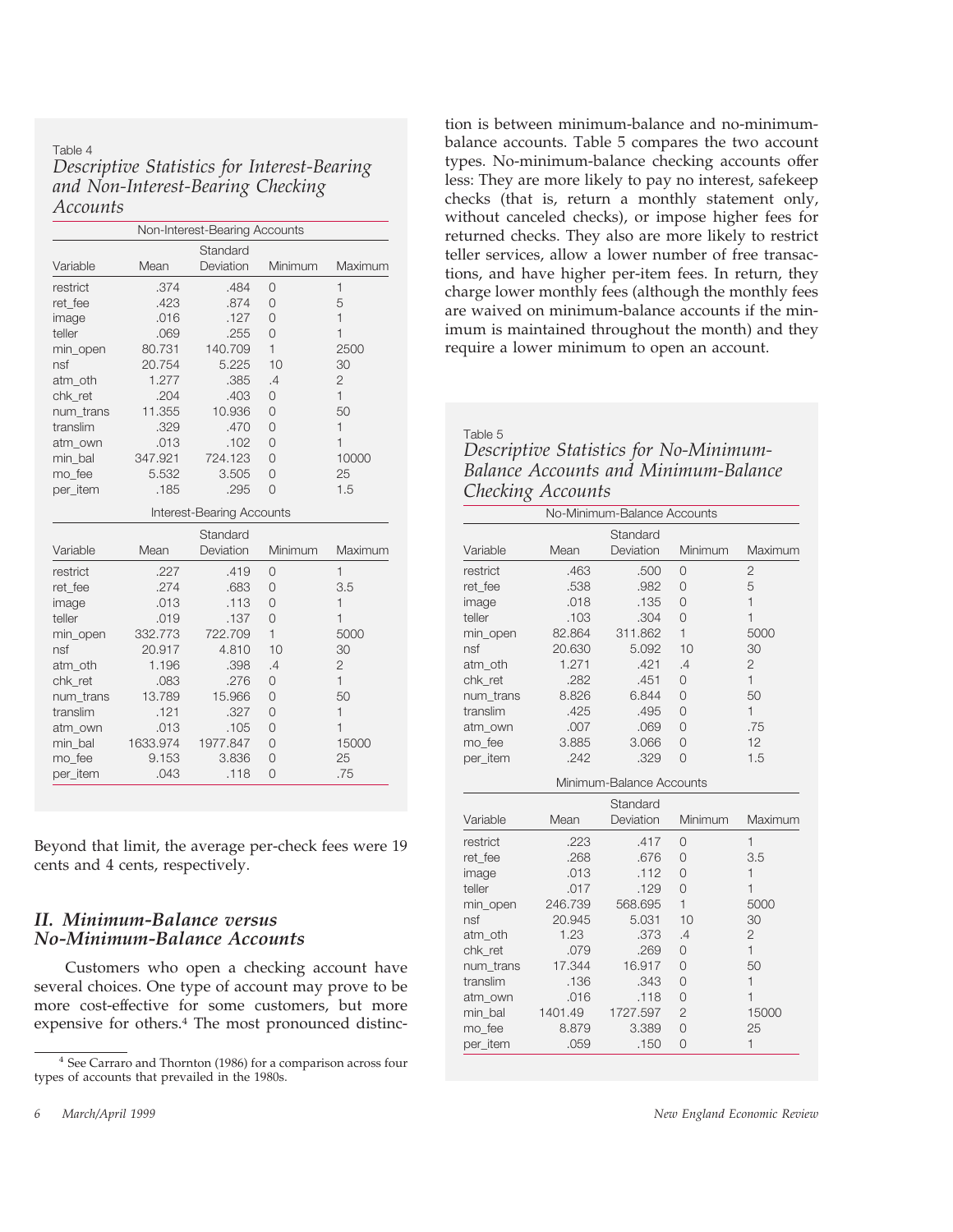Table 4

*Descriptive Statistics for Interest-Bearing and Non-Interest-Bearing Checking Accounts*

| Non-Interest-Bearing Accounts | | | | |
|---|---|---|---|---|
| Variable | Mean | Standard Deviation | Minimum | Maximum |
| restrict | .374 | .484 | 0 | 1 |
| ret_fee | .423 | .874 | 0 | 5 |
| image | .016 | .127 | 0 | 1 |
| teller | .069 | .255 | 0 | 1 |
| min_open | 80.731 | 140.709 | 1 | 2500 |
| nsf | 20.754 | 5.225 | 10 | 30 |
| atm_oth | 1.277 | .385 | .4 | 2 |
| chk_ret | .204 | .403 | 0 | 1 |
| num_trans | 11.355 | 10.936 | 0 | 50 |
| translim | .329 | .470 | 0 | 1 |
| atm_own | .013 | .102 | 0 | 1 |
| min_bal | 347.921 | 724.123 | 0 | 10000 |
| mo_fee | 5.532 | 3.505 | 0 | 25 |
| per_item | .185 | .295 | 0 | 1.5 |

| Interest-Bearing Accounts | | | | |
|---|---|---|---|---|
| Variable | Mean | Standard Deviation | Minimum | Maximum |
| restrict | .227 | .419 | 0 | 1 |
| ret_fee | .274 | .683 | 0 | 3.5 |
| image | .013 | .113 | 0 | 1 |
| teller | .019 | .137 | 0 | 1 |
| min_open | 332.773 | 722.709 | 1 | 5000 |
| nsf | 20.917 | 4.810 | 10 | 30 |
| atm_oth | 1.196 | .398 | .4 | 2 |
| chk_ret | .083 | .276 | 0 | 1 |
| num_trans | 13.789 | 15.966 | 0 | 50 |
| translim | .121 | .327 | 0 | 1 |
| atm_own | .013 | .105 | 0 | 1 |
| min_bal | 1633.974 | 1977.847 | 0 | 15000 |
| mo_fee | 9.153 | 3.836 | 0 | 25 |
| per_item | .043 | .118 | 0 | .75 |

Beyond that limit, the average per-check fees were 19 cents and 4 cents, respectively.

## *II. Minimum-Balance versus No-Minimum-Balance Accounts*

Customers who open a checking account have several choices. One type of account may prove to be more cost-effective for some customers, but more expensive for others.[4] The most pronounced distinction is between minimum-balance and no-minimum-balance accounts. Table 5 compares the two account types. No-minimum-balance checking accounts offer less: They are more likely to pay no interest, safekeep checks (that is, return a monthly statement only, without canceled checks), or impose higher fees for returned checks. They also are more likely to restrict teller services, allow a lower number of free transactions, and have higher per-item fees. In return, they charge lower monthly fees (although the monthly fees are waived on minimum-balance accounts if the minimum is maintained throughout the month) and they require a lower minimum to open an account.

Table 5

*Descriptive Statistics for No-Minimum-Balance Accounts and Minimum-Balance Checking Accounts*

| No-Minimum-Balance Accounts | | | | |
|---|---|---|---|---|
| Variable | Mean | Standard Deviation | Minimum | Maximum |
| restrict | .463 | .500 | 0 | 2 |
| ret_fee | .538 | .982 | 0 | 5 |
| image | .018 | .135 | 0 | 1 |
| teller | .103 | .304 | 0 | 1 |
| min_open | 82.864 | 311.862 | 1 | 5000 |
| nsf | 20.630 | 5.092 | 10 | 30 |
| atm_oth | 1.271 | .421 | .4 | 2 |
| chk_ret | .282 | .451 | 0 | 1 |
| num_trans | 8.826 | 6.844 | 0 | 50 |
| translim | .425 | .495 | 0 | 1 |
| atm_own | .007 | .069 | 0 | .75 |
| mo_fee | 3.885 | 3.066 | 0 | 12 |
| per_item | .242 | .329 | 0 | 1.5 |

| Minimum-Balance Accounts | | | | |
|---|---|---|---|---|
| Variable | Mean | Standard Deviation | Minimum | Maximum |
| restrict | .223 | .417 | 0 | 1 |
| ret_fee | .268 | .676 | 0 | 3.5 |
| image | .013 | .112 | 0 | 1 |
| teller | .017 | .129 | 0 | 1 |
| min_open | 246.739 | 568.695 | 1 | 5000 |
| nsf | 20.945 | 5.031 | 10 | 30 |
| atm_oth | 1.23 | .373 | .4 | 2 |
| chk_ret | .079 | .269 | 0 | 1 |
| num_trans | 17.344 | 16.917 | 0 | 50 |
| translim | .136 | .343 | 0 | 1 |
| atm_own | .016 | .118 | 0 | 1 |
| min_bal | 1401.49 | 1727.597 | 2 | 15000 |
| mo_fee | 8.879 | 3.389 | 0 | 25 |
| per_item | .059 | .150 | 0 | 1 |

[4] See Carraro and Thornton (1986) for a comparison across four types of accounts that prevailed in the 1980s.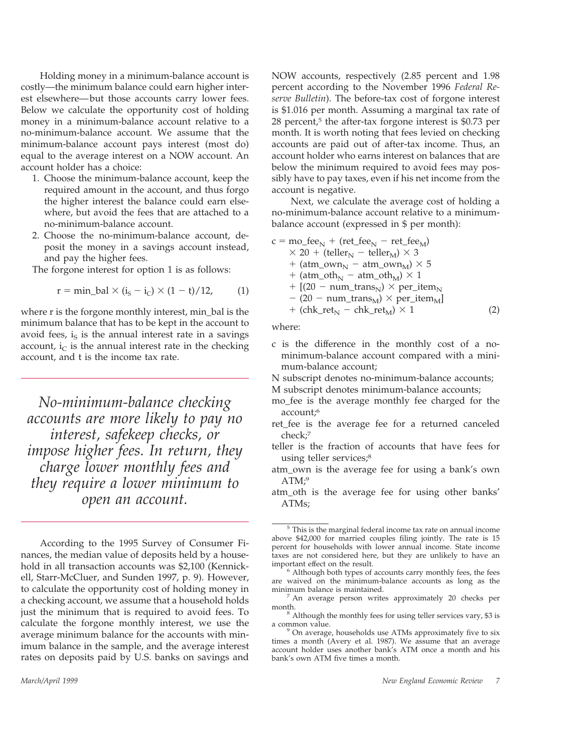Holding money in a minimum-balance account is costly—the minimum balance could earn higher interest elsewhere—but those accounts carry lower fees. Below we calculate the opportunity cost of holding money in a minimum-balance account relative to a no-minimum-balance account. We assume that the minimum-balance account pays interest (most do) equal to the average interest on a NOW account. An account holder has a choice:

1. Choose the minimum-balance account, keep the required amount in the account, and thus forgo the higher interest the balance could earn elsewhere, but avoid the fees that are attached to a no-minimum-balance account.
2. Choose the no-minimum-balance account, deposit the money in a savings account instead, and pay the higher fees.

The forgone interest for option 1 is as follows:

$$r = \text{min\_bal} \times (i_S - i_C) \times (1 - t)/12, \qquad (1)$$

where r is the forgone monthly interest, min_bal is the minimum balance that has to be kept in the account to avoid fees, $i_S$ is the annual interest rate in a savings account, $i_C$ is the annual interest rate in the checking account, and t is the income tax rate.

*No-minimum-balance checking accounts are more likely to pay no interest, safekeep checks, or impose higher fees. In return, they charge lower monthly fees and they require a lower minimum to open an account.*

According to the 1995 Survey of Consumer Finances, the median value of deposits held by a household in all transaction accounts was $2,100 (Kennickell, Starr-McCluer, and Sunden 1997, p. 9). However, to calculate the opportunity cost of holding money in a checking account, we assume that a household holds just the minimum that is required to avoid fees. To calculate the forgone monthly interest, we use the average minimum balance for the accounts with minimum balance in the sample, and the average interest rates on deposits paid by U.S. banks on savings and NOW accounts, respectively (2.85 percent and 1.98 percent according to the November 1996 *Federal Reserve Bulletin*). The before-tax cost of forgone interest is $1.016 per month. Assuming a marginal tax rate of 28 percent,[5] the after-tax forgone interest is $0.73 per month. It is worth noting that fees levied on checking accounts are paid out of after-tax income. Thus, an account holder who earns interest on balances that are below the minimum required to avoid fees may possibly have to pay taxes, even if his net income from the account is negative.

Next, we calculate the average cost of holding a no-minimum-balance account relative to a minimum-balance account (expressed in $ per month):

$$\begin{aligned} c = {} & \text{mo\_fee}_N + (\text{ret\_fee}_N - \text{ret\_fee}_M) \\ & \times 20 + (\text{teller}_N - \text{teller}_M) \times 3 \\ & + (\text{atm\_own}_N - \text{atm\_own}_M) \times 5 \\ & + (\text{atm\_oth}_N - \text{atm\_oth}_M) \times 1 \\ & + [(20 - \text{num\_trans}_N) \times \text{per\_item}_N \\ & - (20 - \text{num\_trans}_M) \times \text{per\_item}_M] \\ & + (\text{chk\_ret}_N - \text{chk\_ret}_M) \times 1 \end{aligned} \qquad (2)$$

where:

- c is the difference in the monthly cost of a no-minimum-balance account compared with a minimum-balance account;
- N subscript denotes no-minimum-balance accounts;
- M subscript denotes minimum-balance accounts;
- mo_fee is the average monthly fee charged for the account;[6]
- ret_fee is the average fee for a returned canceled check;[7]
- teller is the fraction of accounts that have fees for using teller services;[8]
- atm_own is the average fee for using a bank's own ATM;[9]
- atm_oth is the average fee for using other banks' ATMs;

[5] This is the marginal federal income tax rate on annual income above $42,000 for married couples filing jointly. The rate is 15 percent for households with lower annual income. State income taxes are not considered here, but they are unlikely to have an important effect on the result.

[6] Although both types of accounts carry monthly fees, the fees are waived on the minimum-balance accounts as long as the minimum balance is maintained.

[7] An average person writes approximately 20 checks per month.

[8] Although the monthly fees for using teller services vary, $3 is a common value.

[9] On average, households use ATMs approximately five to six times a month (Avery et al. 1987). We assume that an average account holder uses another bank's ATM once a month and his bank's own ATM five times a month.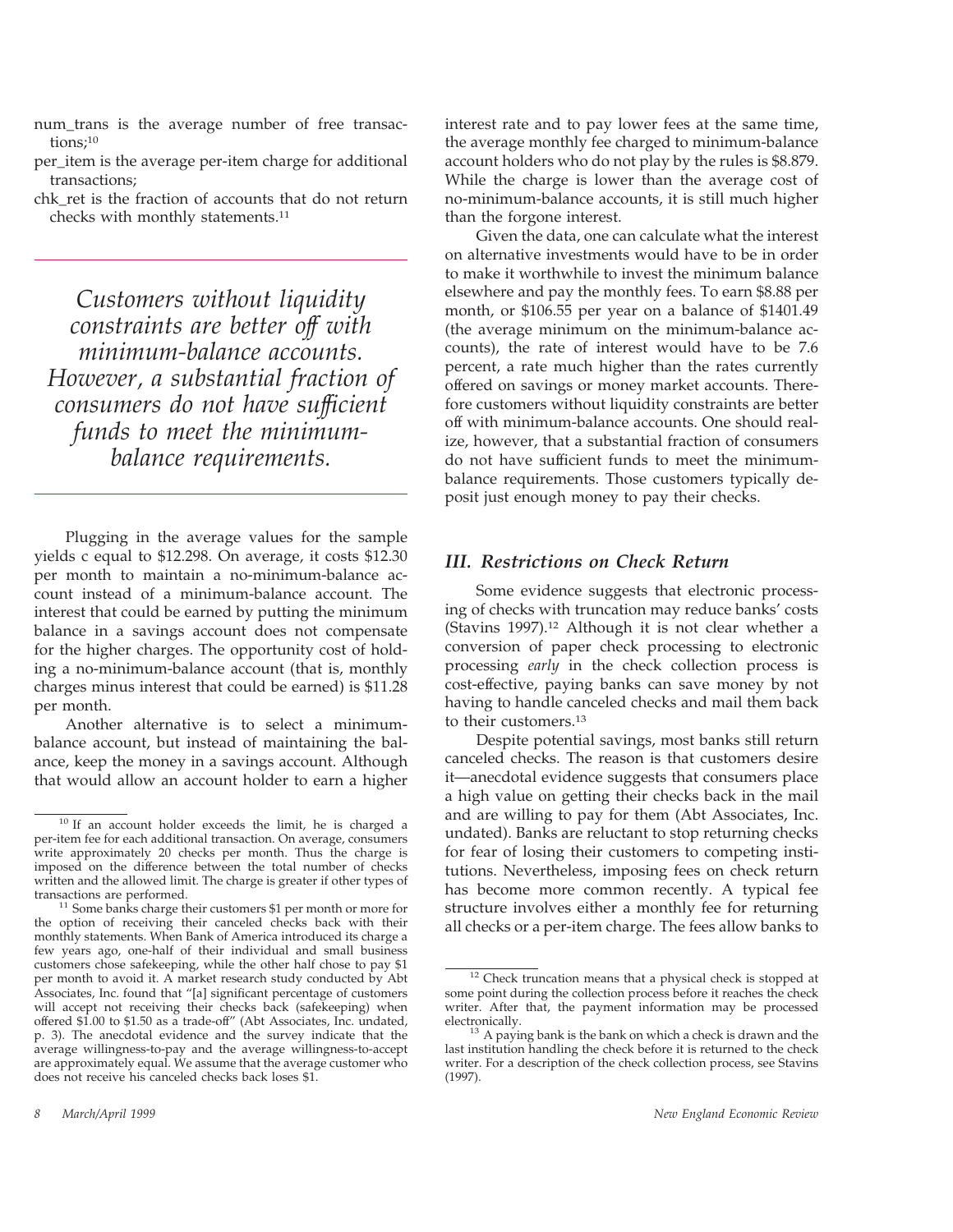num_trans is the average number of free transactions;[10]

per_item is the average per-item charge for additional transactions;

chk_ret is the fraction of accounts that do not return checks with monthly statements.[11]

*Customers without liquidity constraints are better off with minimum-balance accounts. However, a substantial fraction of consumers do not have sufficient funds to meet the minimum-balance requirements.*

Plugging in the average values for the sample yields c equal to $12.298. On average, it costs $12.30 per month to maintain a no-minimum-balance account instead of a minimum-balance account. The interest that could be earned by putting the minimum balance in a savings account does not compensate for the higher charges. The opportunity cost of holding a no-minimum-balance account (that is, monthly charges minus interest that could be earned) is $11.28 per month.

Another alternative is to select a minimum-balance account, but instead of maintaining the balance, keep the money in a savings account. Although that would allow an account holder to earn a higher interest rate and to pay lower fees at the same time, the average monthly fee charged to minimum-balance account holders who do not play by the rules is $8.879. While the charge is lower than the average cost of no-minimum-balance accounts, it is still much higher than the forgone interest.

Given the data, one can calculate what the interest on alternative investments would have to be in order to make it worthwhile to invest the minimum balance elsewhere and pay the monthly fees. To earn $8.88 per month, or $106.55 per year on a balance of $1401.49 (the average minimum on the minimum-balance accounts), the rate of interest would have to be 7.6 percent, a rate much higher than the rates currently offered on savings or money market accounts. Therefore customers without liquidity constraints are better off with minimum-balance accounts. One should realize, however, that a substantial fraction of consumers do not have sufficient funds to meet the minimum-balance requirements. Those customers typically deposit just enough money to pay their checks.

### III. Restrictions on Check Return

Some evidence suggests that electronic processing of checks with truncation may reduce banks' costs (Stavins 1997).[12] Although it is not clear whether a conversion of paper check processing to electronic processing *early* in the check collection process is cost-effective, paying banks can save money by not having to handle canceled checks and mail them back to their customers.[13]

Despite potential savings, most banks still return canceled checks. The reason is that customers desire it—anecdotal evidence suggests that consumers place a high value on getting their checks back in the mail and are willing to pay for them (Abt Associates, Inc. undated). Banks are reluctant to stop returning checks for fear of losing their customers to competing institutions. Nevertheless, imposing fees on check return has become more common recently. A typical fee structure involves either a monthly fee for returning all checks or a per-item charge. The fees allow banks to

---

[10] If an account holder exceeds the limit, he is charged a per-item fee for each additional transaction. On average, consumers write approximately 20 checks per month. Thus the charge is imposed on the difference between the total number of checks written and the allowed limit. The charge is greater if other types of transactions are performed.

[11] Some banks charge their customers $1 per month or more for the option of receiving their canceled checks back with their monthly statements. When Bank of America introduced its charge a few years ago, one-half of their individual and small business customers chose safekeeping, while the other half chose to pay $1 per month to avoid it. A market research study conducted by Abt Associates, Inc. found that "[a] significant percentage of customers will accept not receiving their checks back (safekeeping) when offered $1.00 to $1.50 as a trade-off" (Abt Associates, Inc. undated, p. 3). The anecdotal evidence and the survey indicate that the average willingness-to-pay and the average willingness-to-accept are approximately equal. We assume that the average customer who does not receive his canceled checks back loses $1.

[12] Check truncation means that a physical check is stopped at some point during the collection process before it reaches the check writer. After that, the payment information may be processed electronically.

[13] A paying bank is the bank on which a check is drawn and the last institution handling the check before it is returned to the check writer. For a description of the check collection process, see Stavins (1997).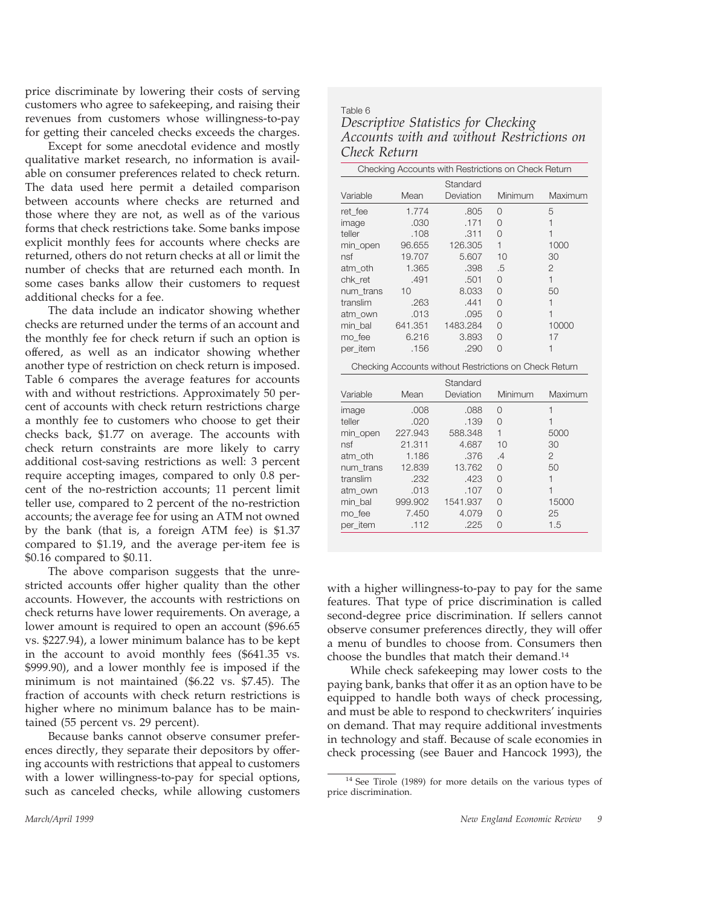price discriminate by lowering their costs of serving customers who agree to safekeeping, and raising their revenues from customers whose willingness-to-pay for getting their canceled checks exceeds the charges.

Except for some anecdotal evidence and mostly qualitative market research, no information is available on consumer preferences related to check return. The data used here permit a detailed comparison between accounts where checks are returned and those where they are not, as well as of the various forms that check restrictions take. Some banks impose explicit monthly fees for accounts where checks are returned, others do not return checks at all or limit the number of checks that are returned each month. In some cases banks allow their customers to request additional checks for a fee.

The data include an indicator showing whether checks are returned under the terms of an account and the monthly fee for check return if such an option is offered, as well as an indicator showing whether another type of restriction on check return is imposed. Table 6 compares the average features for accounts with and without restrictions. Approximately 50 percent of accounts with check return restrictions charge a monthly fee to customers who choose to get their checks back, $1.77 on average. The accounts with check return constraints are more likely to carry additional cost-saving restrictions as well: 3 percent require accepting images, compared to only 0.8 percent of the no-restriction accounts; 11 percent limit teller use, compared to 2 percent of the no-restriction accounts; the average fee for using an ATM not owned by the bank (that is, a foreign ATM fee) is $1.37 compared to $1.19, and the average per-item fee is $0.16 compared to $0.11.

The above comparison suggests that the unrestricted accounts offer higher quality than the other accounts. However, the accounts with restrictions on check returns have lower requirements. On average, a lower amount is required to open an account ($96.65 vs. $227.94), a lower minimum balance has to be kept in the account to avoid monthly fees ($641.35 vs. $999.90), and a lower monthly fee is imposed if the minimum is not maintained ($6.22 vs. $7.45). The fraction of accounts with check return restrictions is higher where no minimum balance has to be maintained (55 percent vs. 29 percent).

Because banks cannot observe consumer preferences directly, they separate their depositors by offering accounts with restrictions that appeal to customers with a lower willingness-to-pay for special options, such as canceled checks, while allowing customers with a higher willingness-to-pay to pay for the same features. That type of price discrimination is called second-degree price discrimination. If sellers cannot observe consumer preferences directly, they will offer a menu of bundles to choose from. Consumers then choose the bundles that match their demand.[14]

Table 6
*Descriptive Statistics for Checking Accounts with and without Restrictions on Check Return*

Checking Accounts with Restrictions on Check Return

| Variable | Mean | Standard Deviation | Minimum | Maximum |
|---|---|---|---|---|
| ret_fee | 1.774 | .805 | 0 | 5 |
| image | .030 | .171 | 0 | 1 |
| teller | .108 | .311 | 0 | 1 |
| min_open | 96.655 | 126.305 | 1 | 1000 |
| nsf | 19.707 | 5.607 | 10 | 30 |
| atm_oth | 1.365 | .398 | .5 | 2 |
| chk_ret | .491 | .501 | 0 | 1 |
| num_trans | 10 | 8.033 | 0 | 50 |
| translim | .263 | .441 | 0 | 1 |
| atm_own | .013 | .095 | 0 | 1 |
| min_bal | 641.351 | 1483.284 | 0 | 10000 |
| mo_fee | 6.216 | 3.893 | 0 | 17 |
| per_item | .156 | .290 | 0 | 1 |

Checking Accounts without Restrictions on Check Return

| Variable | Mean | Standard Deviation | Minimum | Maximum |
|---|---|---|---|---|
| image | .008 | .088 | 0 | 1 |
| teller | .020 | .139 | 0 | 1 |
| min_open | 227.943 | 588.348 | 1 | 5000 |
| nsf | 21.311 | 4.687 | 10 | 30 |
| atm_oth | 1.186 | .376 | .4 | 2 |
| num_trans | 12.839 | 13.762 | 0 | 50 |
| translim | .232 | .423 | 0 | 1 |
| atm_own | .013 | .107 | 0 | 1 |
| min_bal | 999.902 | 1541.937 | 0 | 15000 |
| mo_fee | 7.450 | 4.079 | 0 | 25 |
| per_item | .112 | .225 | 0 | 1.5 |

While check safekeeping may lower costs to the paying bank, banks that offer it as an option have to be equipped to handle both ways of check processing, and must be able to respond to checkwriters' inquiries on demand. That may require additional investments in technology and staff. Because of scale economies in check processing (see Bauer and Hancock 1993), the

[14] See Tirole (1989) for more details on the various types of price discrimination.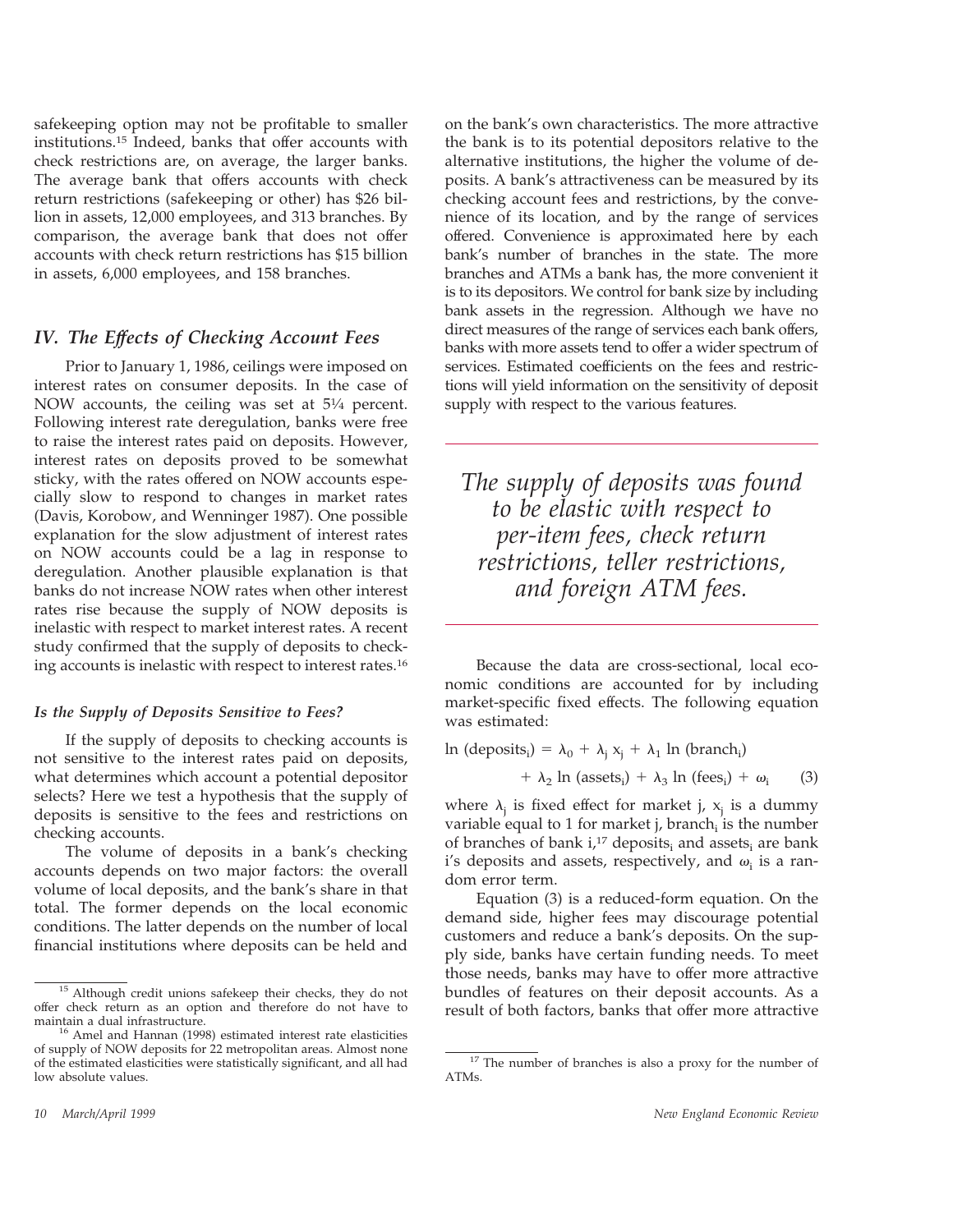safekeeping option may not be profitable to smaller institutions.[15] Indeed, banks that offer accounts with check restrictions are, on average, the larger banks. The average bank that offers accounts with check return restrictions (safekeeping or other) has \$26 billion in assets, 12,000 employees, and 313 branches. By comparison, the average bank that does not offer accounts with check return restrictions has \$15 billion in assets, 6,000 employees, and 158 branches.

## IV. The Effects of Checking Account Fees

Prior to January 1, 1986, ceilings were imposed on interest rates on consumer deposits. In the case of NOW accounts, the ceiling was set at 5¼ percent. Following interest rate deregulation, banks were free to raise the interest rates paid on deposits. However, interest rates on deposits proved to be somewhat sticky, with the rates offered on NOW accounts especially slow to respond to changes in market rates (Davis, Korobow, and Wenninger 1987). One possible explanation for the slow adjustment of interest rates on NOW accounts could be a lag in response to deregulation. Another plausible explanation is that banks do not increase NOW rates when other interest rates rise because the supply of NOW deposits is inelastic with respect to market interest rates. A recent study confirmed that the supply of deposits to checking accounts is inelastic with respect to interest rates.[16]

### Is the Supply of Deposits Sensitive to Fees?

If the supply of deposits to checking accounts is not sensitive to the interest rates paid on deposits, what determines which account a potential depositor selects? Here we test a hypothesis that the supply of deposits is sensitive to the fees and restrictions on checking accounts.

The volume of deposits in a bank's checking accounts depends on two major factors: the overall volume of local deposits, and the bank's share in that total. The former depends on the local economic conditions. The latter depends on the number of local financial institutions where deposits can be held and on the bank's own characteristics. The more attractive the bank is to its potential depositors relative to the alternative institutions, the higher the volume of deposits. A bank's attractiveness can be measured by its checking account fees and restrictions, by the convenience of its location, and by the range of services offered. Convenience is approximated here by each bank's number of branches in the state. The more branches and ATMs a bank has, the more convenient it is to its depositors. We control for bank size by including bank assets in the regression. Although we have no direct measures of the range of services each bank offers, banks with more assets tend to offer a wider spectrum of services. Estimated coefficients on the fees and restrictions will yield information on the sensitivity of deposit supply with respect to the various features.

*The supply of deposits was found to be elastic with respect to per-item fees, check return restrictions, teller restrictions, and foreign ATM fees.*

Because the data are cross-sectional, local economic conditions are accounted for by including market-specific fixed effects. The following equation was estimated:

$$\ln(\text{deposits}_i) = \lambda_0 + \lambda_j x_j + \lambda_1 \ln(\text{branch}_i) + \lambda_2 \ln(\text{assets}_i) + \lambda_3 \ln(\text{fees}_i) + \omega_i \qquad (3)$$

where $\lambda_j$ is fixed effect for market j, $x_j$ is a dummy variable equal to 1 for market j, $\text{branch}_i$ is the number of branches of bank i,[17] $\text{deposits}_i$ and $\text{assets}_i$ are bank i's deposits and assets, respectively, and $\omega_i$ is a random error term.

Equation (3) is a reduced-form equation. On the demand side, higher fees may discourage potential customers and reduce a bank's deposits. On the supply side, banks have certain funding needs. To meet those needs, banks may have to offer more attractive bundles of features on their deposit accounts. As a result of both factors, banks that offer more attractive

---

[15] Although credit unions safekeep their checks, they do not offer check return as an option and therefore do not have to maintain a dual infrastructure.

[16] Amel and Hannan (1998) estimated interest rate elasticities of supply of NOW deposits for 22 metropolitan areas. Almost none of the estimated elasticities were statistically significant, and all had low absolute values.

[17] The number of branches is also a proxy for the number of ATMs.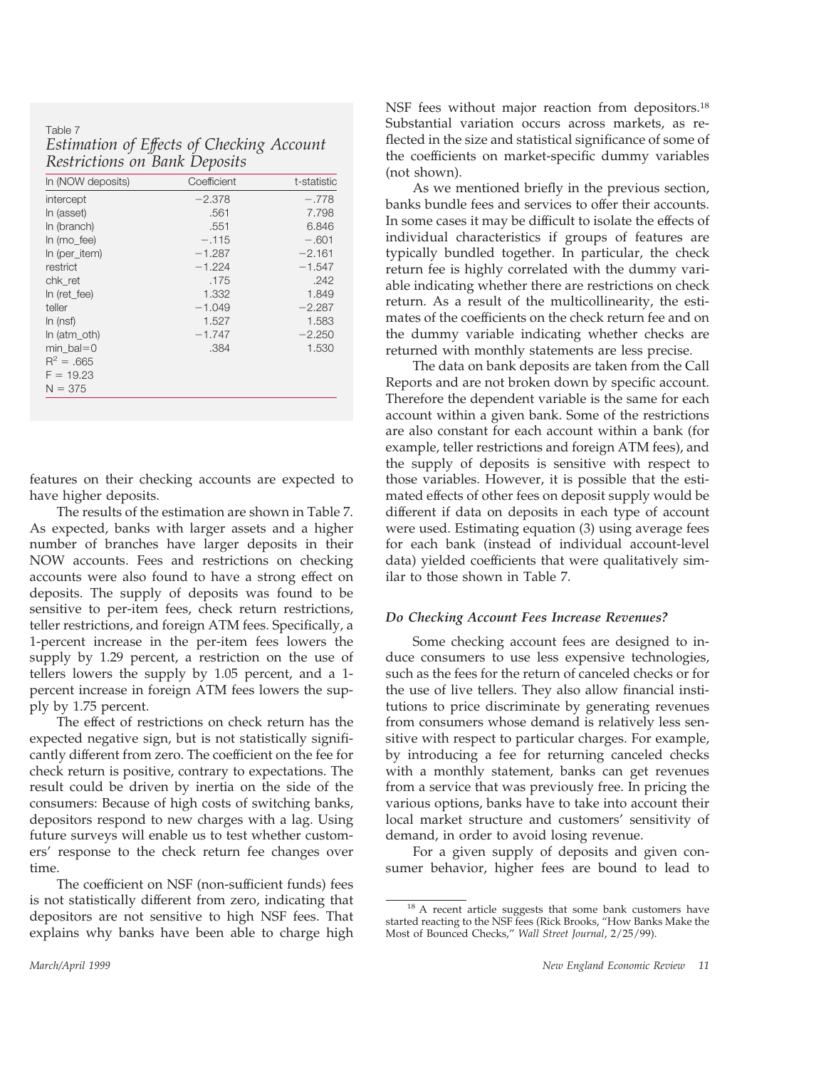Table 7
*Estimation of Effects of Checking Account Restrictions on Bank Deposits*

| ln (NOW deposits) | Coefficient | t-statistic |
|---|---|---|
| intercept | −2.378 | −.778 |
| ln (asset) | .561 | 7.798 |
| ln (branch) | .551 | 6.846 |
| ln (mo_fee) | −.115 | −.601 |
| ln (per_item) | −1.287 | −2.161 |
| restrict | −1.224 | −1.547 |
| chk_ret | .175 | .242 |
| ln (ret_fee) | 1.332 | 1.849 |
| teller | −1.049 | −2.287 |
| ln (nsf) | 1.527 | 1.583 |
| ln (atm_oth) | −1.747 | −2.250 |
| min_bal=0 | .384 | 1.530 |
| $R^2 = .665$ | | |
| $F = 19.23$ | | |
| $N = 375$ | | |

features on their checking accounts are expected to have higher deposits.

The results of the estimation are shown in Table 7. As expected, banks with larger assets and a higher number of branches have larger deposits in their NOW accounts. Fees and restrictions on checking accounts were also found to have a strong effect on deposits. The supply of deposits was found to be sensitive to per-item fees, check return restrictions, teller restrictions, and foreign ATM fees. Specifically, a 1-percent increase in the per-item fees lowers the supply by 1.29 percent, a restriction on the use of tellers lowers the supply by 1.05 percent, and a 1-percent increase in foreign ATM fees lowers the supply by 1.75 percent.

The effect of restrictions on check return has the expected negative sign, but is not statistically significantly different from zero. The coefficient on the fee for check return is positive, contrary to expectations. The result could be driven by inertia on the side of the consumers: Because of high costs of switching banks, depositors respond to new charges with a lag. Using future surveys will enable us to test whether customers' response to the check return fee changes over time.

The coefficient on NSF (non-sufficient funds) fees is not statistically different from zero, indicating that depositors are not sensitive to high NSF fees. That explains why banks have been able to charge high NSF fees without major reaction from depositors.[18] Substantial variation occurs across markets, as reflected in the size and statistical significance of some of the coefficients on market-specific dummy variables (not shown).

As we mentioned briefly in the previous section, banks bundle fees and services to offer their accounts. In some cases it may be difficult to isolate the effects of individual characteristics if groups of features are typically bundled together. In particular, the check return fee is highly correlated with the dummy variable indicating whether there are restrictions on check return. As a result of the multicollinearity, the estimates of the coefficients on the check return fee and on the dummy variable indicating whether checks are returned with monthly statements are less precise.

The data on bank deposits are taken from the Call Reports and are not broken down by specific account. Therefore the dependent variable is the same for each account within a given bank. Some of the restrictions are also constant for each account within a bank (for example, teller restrictions and foreign ATM fees), and the supply of deposits is sensitive with respect to those variables. However, it is possible that the estimated effects of other fees on deposit supply would be different if data on deposits in each type of account were used. Estimating equation (3) using average fees for each bank (instead of individual account-level data) yielded coefficients that were qualitatively similar to those shown in Table 7.

### *Do Checking Account Fees Increase Revenues?*

Some checking account fees are designed to induce consumers to use less expensive technologies, such as the fees for the return of canceled checks or for the use of live tellers. They also allow financial institutions to price discriminate by generating revenues from consumers whose demand is relatively less sensitive with respect to particular charges. For example, by introducing a fee for returning canceled checks with a monthly statement, banks can get revenues from a service that was previously free. In pricing the various options, banks have to take into account their local market structure and customers' sensitivity of demand, in order to avoid losing revenue.

For a given supply of deposits and given consumer behavior, higher fees are bound to lead to

[18] A recent article suggests that some bank customers have started reacting to the NSF fees (Rick Brooks, "How Banks Make the Most of Bounced Checks," *Wall Street Journal*, 2/25/99).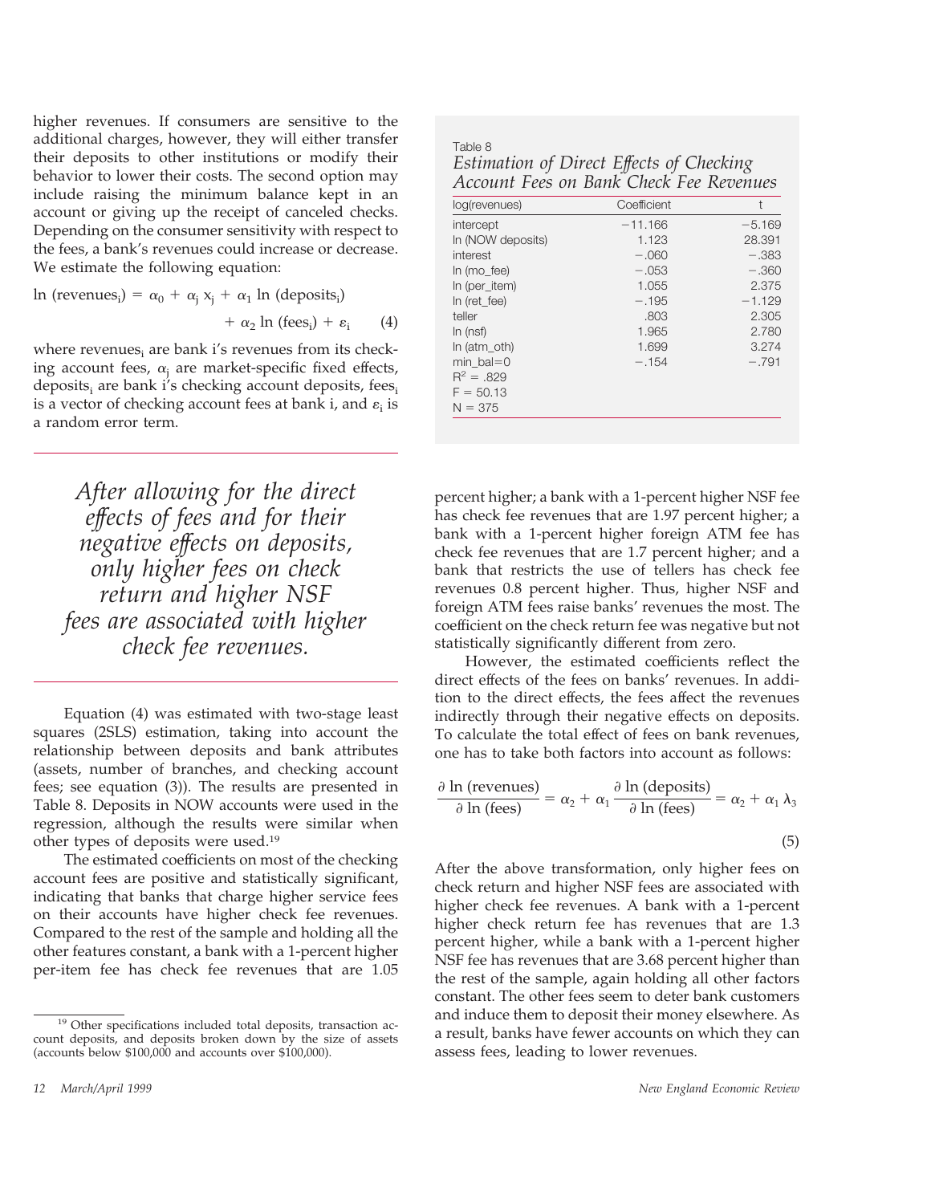higher revenues. If consumers are sensitive to the additional charges, however, they will either transfer their deposits to other institutions or modify their behavior to lower their costs. The second option may include raising the minimum balance kept in an account or giving up the receipt of canceled checks. Depending on the consumer sensitivity with respect to the fees, a bank's revenues could increase or decrease. We estimate the following equation:

$$\ln(\text{revenues}_i) = \alpha_0 + \alpha_j x_j + \alpha_1 \ln(\text{deposits}_i) + \alpha_2 \ln(\text{fees}_i) + \varepsilon_i \quad (4)$$

where $\text{revenues}_i$ are bank i's revenues from its checking account fees, $\alpha_j$ are market-specific fixed effects, $\text{deposits}_i$ are bank i's checking account deposits, $\text{fees}_i$ is a vector of checking account fees at bank i, and $\varepsilon_i$ is a random error term.

*After allowing for the direct effects of fees and for their negative effects on deposits, only higher fees on check return and higher NSF fees are associated with higher check fee revenues.*

Equation (4) was estimated with two-stage least squares (2SLS) estimation, taking into account the relationship between deposits and bank attributes (assets, number of branches, and checking account fees; see equation (3)). The results are presented in Table 8. Deposits in NOW accounts were used in the regression, although the results were similar when other types of deposits were used.[19]

The estimated coefficients on most of the checking account fees are positive and statistically significant, indicating that banks that charge higher service fees on their accounts have higher check fee revenues. Compared to the rest of the sample and holding all the other features constant, a bank with a 1-percent higher per-item fee has check fee revenues that are 1.05 percent higher; a bank with a 1-percent higher NSF fee has check fee revenues that are 1.97 percent higher; a bank with a 1-percent higher foreign ATM fee has check fee revenues that are 1.7 percent higher; and a bank that restricts the use of tellers has check fee revenues 0.8 percent higher. Thus, higher NSF and foreign ATM fees raise banks' revenues the most. The coefficient on the check return fee was negative but not statistically significantly different from zero.

Table 8
*Estimation of Direct Effects of Checking Account Fees on Bank Check Fee Revenues*

| log(revenues) | Coefficient | t |
|---|---|---|
| intercept | −11.166 | −5.169 |
| ln (NOW deposits) | 1.123 | 28.391 |
| interest | −.060 | −.383 |
| ln (mo_fee) | −.053 | −.360 |
| ln (per_item) | 1.055 | 2.375 |
| ln (ret_fee) | −.195 | −1.129 |
| teller | .803 | 2.305 |
| ln (nsf) | 1.965 | 2.780 |
| ln (atm_oth) | 1.699 | 3.274 |
| min_bal=0 | −.154 | −.791 |
| $R^2$ = .829 | | |
| F = 50.13 | | |
| N = 375 | | |

However, the estimated coefficients reflect the direct effects of the fees on banks' revenues. In addition to the direct effects, the fees affect the revenues indirectly through their negative effects on deposits. To calculate the total effect of fees on bank revenues, one has to take both factors into account as follows:

$$\frac{\partial \ln(\text{revenues})}{\partial \ln(\text{fees})} = \alpha_2 + \alpha_1 \frac{\partial \ln(\text{deposits})}{\partial \ln(\text{fees})} = \alpha_2 + \alpha_1 \lambda_3 \quad (5)$$

After the above transformation, only higher fees on check return and higher NSF fees are associated with higher check fee revenues. A bank with a 1-percent higher check return fee has revenues that are 1.3 percent higher, while a bank with a 1-percent higher NSF fee has revenues that are 3.68 percent higher than the rest of the sample, again holding all other factors constant. The other fees seem to deter bank customers and induce them to deposit their money elsewhere. As a result, banks have fewer accounts on which they can assess fees, leading to lower revenues.

[19] Other specifications included total deposits, transaction account deposits, and deposits broken down by the size of assets (accounts below $100,000 and accounts over $100,000).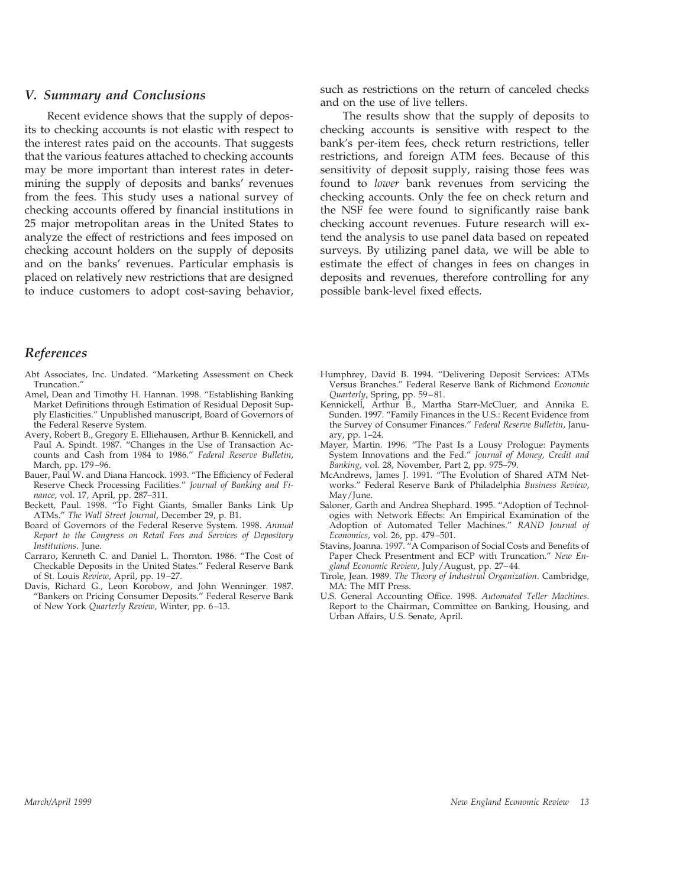## *V. Summary and Conclusions*

Recent evidence shows that the supply of deposits to checking accounts is not elastic with respect to the interest rates paid on the accounts. That suggests that the various features attached to checking accounts may be more important than interest rates in determining the supply of deposits and banks' revenues from the fees. This study uses a national survey of checking accounts offered by financial institutions in 25 major metropolitan areas in the United States to analyze the effect of restrictions and fees imposed on checking account holders on the supply of deposits and on the banks' revenues. Particular emphasis is placed on relatively new restrictions that are designed to induce customers to adopt cost-saving behavior, such as restrictions on the return of canceled checks and on the use of live tellers.

The results show that the supply of deposits to checking accounts is sensitive with respect to the bank's per-item fees, check return restrictions, teller restrictions, and foreign ATM fees. Because of this sensitivity of deposit supply, raising those fees was found to *lower* bank revenues from servicing the checking accounts. Only the fee on check return and the NSF fee were found to significantly raise bank checking account revenues. Future research will extend the analysis to use panel data based on repeated surveys. By utilizing panel data, we will be able to estimate the effect of changes in fees on changes in deposits and revenues, therefore controlling for any possible bank-level fixed effects.

## *References*

Abt Associates, Inc. Undated. "Marketing Assessment on Check Truncation."

Amel, Dean and Timothy H. Hannan. 1998. "Establishing Banking Market Definitions through Estimation of Residual Deposit Supply Elasticities." Unpublished manuscript, Board of Governors of the Federal Reserve System.

Avery, Robert B., Gregory E. Elliehausen, Arthur B. Kennickell, and Paul A. Spindt. 1987. "Changes in the Use of Transaction Accounts and Cash from 1984 to 1986." *Federal Reserve Bulletin*, March, pp. 179–96.

Bauer, Paul W. and Diana Hancock. 1993. "The Efficiency of Federal Reserve Check Processing Facilities." *Journal of Banking and Finance*, vol. 17, April, pp. 287–311.

Beckett, Paul. 1998. "To Fight Giants, Smaller Banks Link Up ATMs." *The Wall Street Journal*, December 29, p. B1.

Board of Governors of the Federal Reserve System. 1998. *Annual Report to the Congress on Retail Fees and Services of Depository Institutions*. June.

Carraro, Kenneth C. and Daniel L. Thornton. 1986. "The Cost of Checkable Deposits in the United States." Federal Reserve Bank of St. Louis *Review*, April, pp. 19–27.

Davis, Richard G., Leon Korobow, and John Wenninger. 1987. "Bankers on Pricing Consumer Deposits." Federal Reserve Bank of New York *Quarterly Review*, Winter, pp. 6–13.

Humphrey, David B. 1994. "Delivering Deposit Services: ATMs Versus Branches." Federal Reserve Bank of Richmond *Economic Quarterly*, Spring, pp. 59–81.

Kennickell, Arthur B., Martha Starr-McCluer, and Annika E. Sunden. 1997. "Family Finances in the U.S.: Recent Evidence from the Survey of Consumer Finances." *Federal Reserve Bulletin*, January, pp. 1–24.

Mayer, Martin. 1996. "The Past Is a Lousy Prologue: Payments System Innovations and the Fed." *Journal of Money, Credit and Banking*, vol. 28, November, Part 2, pp. 975–79.

McAndrews, James J. 1991. "The Evolution of Shared ATM Networks." Federal Reserve Bank of Philadelphia *Business Review*, May/June.

Saloner, Garth and Andrea Shephard. 1995. "Adoption of Technologies with Network Effects: An Empirical Examination of the Adoption of Automated Teller Machines." *RAND Journal of Economics*, vol. 26, pp. 479–501.

Stavins, Joanna. 1997. "A Comparison of Social Costs and Benefits of Paper Check Presentment and ECP with Truncation." *New England Economic Review*, July/August, pp. 27–44.

Tirole, Jean. 1989. *The Theory of Industrial Organization*. Cambridge, MA: The MIT Press.

U.S. General Accounting Office. 1998. *Automated Teller Machines*. Report to the Chairman, Committee on Banking, Housing, and Urban Affairs, U.S. Senate, April.